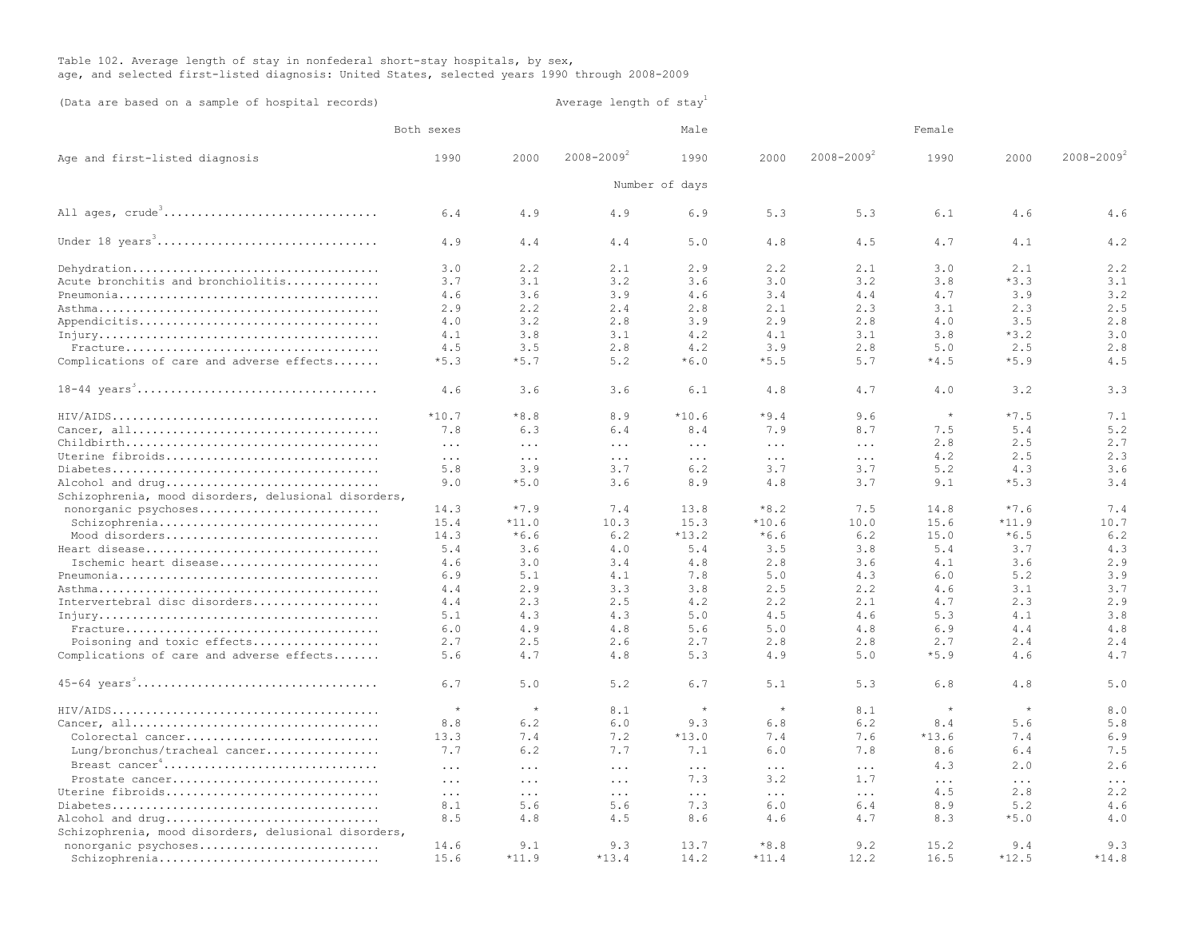Table 102. Average length of stay in nonfederal short-stay hospitals, by sex, age, and selected first-listed diagnosis: United States, selected years 1990 through 2008-2009

(Data are based on a sample of hospital records)

| Age and first-listed diagnosis | Both sexes 1990 | Both sexes 2000 | Both sexes 2008-2009[2] | Male 1990 | Male 2000 | Male 2008-2009[2] | Female 1990 | Female 2000 | Female 2008-2009[2] |
|---|---|---|---|---|---|---|---|---|---|
| | Average length of stay[1] – Number of days | | | | | | | | |
| All ages, crude[3] | 6.4 | 4.9 | 4.9 | 6.9 | 5.3 | 5.3 | 6.1 | 4.6 | 4.6 |
| Under 18 years[3] | 4.9 | 4.4 | 4.4 | 5.0 | 4.8 | 4.5 | 4.7 | 4.1 | 4.2 |
| Dehydration | 3.0 | 2.2 | 2.1 | 2.9 | 2.2 | 2.1 | 3.0 | 2.1 | 2.2 |
| Acute bronchitis and bronchiolitis | 3.7 | 3.1 | 3.2 | 3.6 | 3.0 | 3.2 | 3.8 | *3.3 | 3.1 |
| Pneumonia | 4.6 | 3.6 | 3.9 | 4.6 | 3.4 | 4.4 | 4.7 | 3.9 | 3.2 |
| Asthma | 2.9 | 2.2 | 2.4 | 2.8 | 2.1 | 2.3 | 3.1 | 2.3 | 2.5 |
| Appendicitis | 4.0 | 3.2 | 2.8 | 3.9 | 2.9 | 2.8 | 4.0 | 3.5 | 2.8 |
| Injury | 4.1 | 3.8 | 3.1 | 4.2 | 4.1 | 3.1 | 3.8 | *3.2 | 3.0 |
| Fracture | 4.5 | 3.5 | 2.8 | 4.2 | 3.9 | 2.8 | 5.0 | 2.5 | 2.8 |
| Complications of care and adverse effects | *5.3 | *5.7 | 5.2 | *6.0 | *5.5 | 5.7 | *4.5 | *5.9 | 4.5 |
| 18-44 years[3] | 4.6 | 3.6 | 3.6 | 6.1 | 4.8 | 4.7 | 4.0 | 3.2 | 3.3 |
| HIV/AIDS | *10.7 | *8.8 | 8.9 | *10.6 | *9.4 | 9.6 | * | *7.5 | 7.1 |
| Cancer, all | 7.8 | 6.3 | 6.4 | 8.4 | 7.9 | 8.7 | 7.5 | 5.4 | 5.2 |
| Childbirth | ... | ... | ... | ... | ... | ... | 2.8 | 2.5 | 2.7 |
| Uterine fibroids | ... | ... | ... | ... | ... | ... | 4.2 | 2.5 | 2.3 |
| Diabetes | 5.8 | 3.9 | 3.7 | 6.2 | 3.7 | 3.7 | 5.2 | 4.3 | 3.6 |
| Alcohol and drug | 9.0 | *5.0 | 3.6 | 8.9 | 4.8 | 3.7 | 9.1 | *5.3 | 3.4 |
| Schizophrenia, mood disorders, delusional disorders, nonorganic psychoses | 14.3 | *7.9 | 7.4 | 13.8 | *8.2 | 7.5 | 14.8 | *7.6 | 7.4 |
| Schizophrenia | 15.4 | *11.0 | 10.3 | 15.3 | *10.6 | 10.0 | 15.6 | *11.9 | 10.7 |
| Mood disorders | 14.3 | *6.6 | 6.2 | *13.2 | *6.6 | 6.2 | 15.0 | *6.5 | 6.2 |
| Heart disease | 5.4 | 3.6 | 4.0 | 5.4 | 3.5 | 3.8 | 5.4 | 3.7 | 4.3 |
| Ischemic heart disease | 4.6 | 3.0 | 3.4 | 4.8 | 2.8 | 3.6 | 4.1 | 3.6 | 2.9 |
| Pneumonia | 6.9 | 5.1 | 4.1 | 7.8 | 5.0 | 4.3 | 6.0 | 5.2 | 3.9 |
| Asthma | 4.4 | 2.9 | 3.3 | 3.8 | 2.5 | 2.2 | 4.6 | 3.1 | 3.7 |
| Intervertebral disc disorders | 4.4 | 2.3 | 2.5 | 4.2 | 2.2 | 2.1 | 4.7 | 2.3 | 2.9 |
| Injury | 5.1 | 4.3 | 4.3 | 5.0 | 4.5 | 4.6 | 5.3 | 4.1 | 3.8 |
| Fracture | 6.0 | 4.9 | 4.8 | 5.6 | 5.0 | 4.8 | 6.9 | 4.4 | 4.8 |
| Poisoning and toxic effects | 2.7 | 2.5 | 2.6 | 2.7 | 2.8 | 2.8 | 2.7 | 2.4 | 2.4 |
| Complications of care and adverse effects | 5.6 | 4.7 | 4.8 | 5.3 | 4.9 | 5.0 | *5.9 | 4.6 | 4.7 |
| 45-64 years[3] | 6.7 | 5.0 | 5.2 | 6.7 | 5.1 | 5.3 | 6.8 | 4.8 | 5.0 |
| HIV/AIDS | * | * | 8.1 | * | * | 8.1 | * | * | 8.0 |
| Cancer, all | 8.8 | 6.2 | 6.0 | 9.3 | 6.8 | 6.2 | 8.4 | 5.6 | 5.8 |
| Colorectal cancer | 13.3 | 7.4 | 7.2 | *13.0 | 7.4 | 7.6 | *13.6 | 7.4 | 6.9 |
| Lung/bronchus/tracheal cancer | 7.7 | 6.2 | 7.7 | 7.1 | 6.0 | 7.8 | 8.6 | 6.4 | 7.5 |
| Breast cancer[4] | ... | ... | ... | ... | ... | ... | 4.3 | 2.0 | 2.6 |
| Prostate cancer | ... | ... | ... | 7.3 | 3.2 | 1.7 | ... | ... | ... |
| Uterine fibroids | ... | ... | ... | ... | ... | ... | 4.5 | 2.8 | 2.2 |
| Diabetes | 8.1 | 5.6 | 5.6 | 7.3 | 6.0 | 6.4 | 8.9 | 5.2 | 4.6 |
| Alcohol and drug | 8.5 | 4.8 | 4.5 | 8.6 | 4.6 | 4.7 | 8.3 | *5.0 | 4.0 |
| Schizophrenia, mood disorders, delusional disorders, nonorganic psychoses | 14.6 | 9.1 | 9.3 | 13.7 | *8.8 | 9.2 | 15.2 | 9.4 | 9.3 |
| Schizophrenia | 15.6 | *11.9 | *13.4 | 14.2 | *11.4 | 12.2 | 16.5 | *12.5 | *14.8 |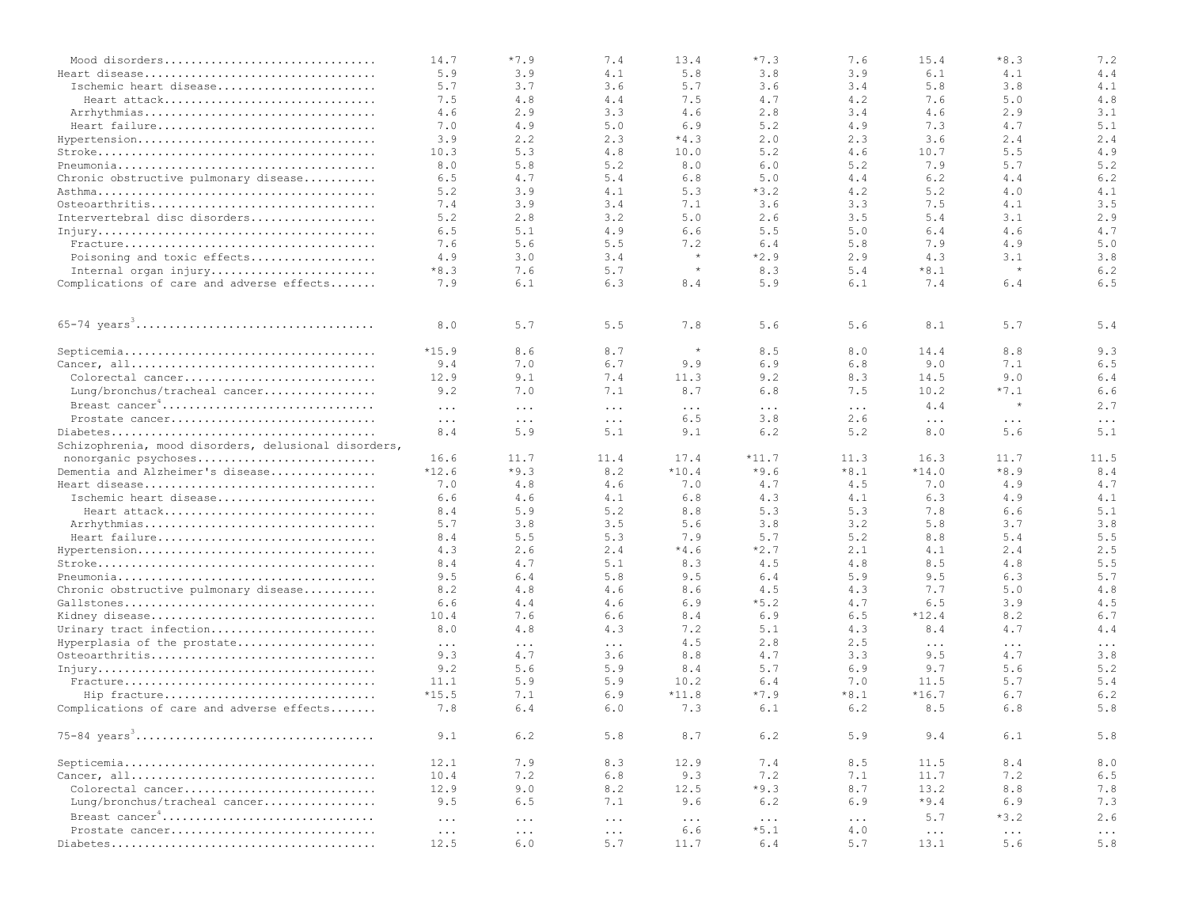| | | | | | | | | | |
|---|---|---|---|---|---|---|---|---|---|
| Mood disorders | 14.7 | *7.9 | 7.4 | 13.4 | *7.3 | 7.6 | 15.4 | *8.3 | 7.2 |
| Heart disease | 5.9 | 3.9 | 4.1 | 5.8 | 3.8 | 3.9 | 6.1 | 4.1 | 4.4 |
| Ischemic heart disease | 5.7 | 3.7 | 3.6 | 5.7 | 3.6 | 3.4 | 5.8 | 3.8 | 4.1 |
| Heart attack | 7.5 | 4.8 | 4.4 | 7.5 | 4.7 | 4.2 | 7.6 | 5.0 | 4.8 |
| Arrhythmias | 4.6 | 2.9 | 3.3 | 4.6 | 2.8 | 3.4 | 4.6 | 2.9 | 3.1 |
| Heart failure | 7.0 | 4.9 | 5.0 | 6.9 | 5.2 | 4.9 | 7.3 | 4.7 | 5.1 |
| Hypertension | 3.9 | 2.2 | 2.3 | *4.3 | 2.0 | 2.3 | 3.6 | 2.4 | 2.4 |
| Stroke | 10.3 | 5.3 | 4.8 | 10.0 | 5.2 | 4.6 | 10.7 | 5.5 | 4.9 |
| Pneumonia | 8.0 | 5.8 | 5.2 | 8.0 | 6.0 | 5.2 | 7.9 | 5.7 | 5.2 |
| Chronic obstructive pulmonary disease | 6.5 | 4.7 | 5.4 | 6.8 | 5.0 | 4.4 | 6.2 | 4.4 | 6.2 |
| Asthma | 5.2 | 3.9 | 4.1 | 5.3 | *3.2 | 4.2 | 5.2 | 4.0 | 4.1 |
| Osteoarthritis | 7.4 | 3.9 | 3.4 | 7.1 | 3.6 | 3.3 | 7.5 | 4.1 | 3.5 |
| Intervertebral disc disorders | 5.2 | 2.8 | 3.2 | 5.0 | 2.6 | 3.5 | 5.4 | 3.1 | 2.9 |
| Injury | 6.5 | 5.1 | 4.9 | 6.6 | 5.5 | 5.0 | 6.4 | 4.6 | 4.7 |
| Fracture | 7.6 | 5.6 | 5.5 | 7.2 | 6.4 | 5.8 | 7.9 | 4.9 | 5.0 |
| Poisoning and toxic effects | 4.9 | 3.0 | 3.4 | * | *2.9 | 2.9 | 4.3 | 3.1 | 3.8 |
| Internal organ injury | *8.3 | 7.6 | 5.7 | * | 8.3 | 5.4 | *8.1 | * | 6.2 |
| Complications of care and adverse effects | 7.9 | 6.1 | 6.3 | 8.4 | 5.9 | 6.1 | 7.4 | 6.4 | 6.5 |
| | | | | | | | | | |
| 65-74 years[3] | 8.0 | 5.7 | 5.5 | 7.8 | 5.6 | 5.6 | 8.1 | 5.7 | 5.4 |
| | | | | | | | | | |
| Septicemia | *15.9 | 8.6 | 8.7 | * | 8.5 | 8.0 | 14.4 | 8.8 | 9.3 |
| Cancer, all | 9.4 | 7.0 | 6.7 | 9.9 | 6.9 | 6.8 | 9.0 | 7.1 | 6.5 |
| Colorectal cancer | 12.9 | 9.1 | 7.4 | 11.3 | 9.2 | 8.3 | 14.5 | 9.0 | 6.4 |
| Lung/bronchus/tracheal cancer | 9.2 | 7.0 | 7.1 | 8.7 | 6.8 | 7.5 | 10.2 | *7.1 | 6.6 |
| Breast cancer[4] | ... | ... | ... | ... | ... | ... | 4.4 | * | 2.7 |
| Prostate cancer | ... | ... | ... | 6.5 | 3.8 | 2.6 | ... | ... | ... |
| Diabetes | 8.4 | 5.9 | 5.1 | 9.1 | 6.2 | 5.2 | 8.0 | 5.6 | 5.1 |
| Schizophrenia, mood disorders, delusional disorders, nonorganic psychoses | 16.6 | 11.7 | 11.4 | 17.4 | *11.7 | 11.3 | 16.3 | 11.7 | 11.5 |
| Dementia and Alzheimer's disease | *12.6 | *9.3 | 8.2 | *10.4 | *9.6 | *8.1 | *14.0 | *8.9 | 8.4 |
| Heart disease | 7.0 | 4.8 | 4.6 | 7.0 | 4.7 | 4.5 | 7.0 | 4.9 | 4.7 |
| Ischemic heart disease | 6.6 | 4.6 | 4.1 | 6.8 | 4.3 | 4.1 | 6.3 | 4.9 | 4.1 |
| Heart attack | 8.4 | 5.9 | 5.2 | 8.8 | 5.3 | 5.3 | 7.8 | 6.6 | 5.1 |
| Arrhythmias | 5.7 | 3.8 | 3.5 | 5.6 | 3.8 | 3.2 | 5.8 | 3.7 | 3.8 |
| Heart failure | 8.4 | 5.5 | 5.3 | 7.9 | 5.7 | 5.2 | 8.8 | 5.4 | 5.5 |
| Hypertension | 4.3 | 2.6 | 2.4 | *4.6 | *2.7 | 2.1 | 4.1 | 2.4 | 2.5 |
| Stroke | 8.4 | 4.7 | 5.1 | 8.3 | 4.5 | 4.8 | 8.5 | 4.8 | 5.5 |
| Pneumonia | 9.5 | 6.4 | 5.8 | 9.5 | 6.4 | 5.9 | 9.5 | 6.3 | 5.7 |
| Chronic obstructive pulmonary disease | 8.2 | 4.8 | 4.6 | 8.6 | 4.5 | 4.3 | 7.7 | 5.0 | 4.8 |
| Gallstones | 6.6 | 4.4 | 4.6 | 6.9 | *5.2 | 4.7 | 6.5 | 3.9 | 4.5 |
| Kidney disease | 10.4 | 7.6 | 6.6 | 8.4 | 6.9 | 6.5 | *12.4 | 8.2 | 6.7 |
| Urinary tract infection | 8.0 | 4.8 | 4.3 | 7.2 | 5.1 | 4.3 | 8.4 | 4.7 | 4.4 |
| Hyperplasia of the prostate | ... | ... | ... | 4.5 | 2.8 | 2.5 | ... | ... | ... |
| Osteoarthritis | 9.3 | 4.7 | 3.6 | 8.8 | 4.7 | 3.3 | 9.5 | 4.7 | 3.8 |
| Injury | 9.2 | 5.6 | 5.9 | 8.4 | 5.7 | 6.9 | 9.7 | 5.6 | 5.2 |
| Fracture | 11.1 | 5.9 | 5.9 | 10.2 | 6.4 | 7.0 | 11.5 | 5.7 | 5.4 |
| Hip fracture | *15.5 | 7.1 | 6.9 | *11.8 | *7.9 | *8.1 | *16.7 | 6.7 | 6.2 |
| Complications of care and adverse effects | 7.8 | 6.4 | 6.0 | 7.3 | 6.1 | 6.2 | 8.5 | 6.8 | 5.8 |
| | | | | | | | | | |
| 75-84 years[3] | 9.1 | 6.2 | 5.8 | 8.7 | 6.2 | 5.9 | 9.4 | 6.1 | 5.8 |
| | | | | | | | | | |
| Septicemia | 12.1 | 7.9 | 8.3 | 12.9 | 7.4 | 8.5 | 11.5 | 8.4 | 8.0 |
| Cancer, all | 10.4 | 7.2 | 6.8 | 9.3 | 7.2 | 7.1 | 11.7 | 7.2 | 6.5 |
| Colorectal cancer | 12.9 | 9.0 | 8.2 | 12.5 | *9.3 | 8.7 | 13.2 | 8.8 | 7.8 |
| Lung/bronchus/tracheal cancer | 9.5 | 6.5 | 7.1 | 9.6 | 6.2 | 6.9 | *9.4 | 6.9 | 7.3 |
| Breast cancer[4] | ... | ... | ... | ... | ... | ... | 5.7 | *3.2 | 2.6 |
| Prostate cancer | ... | ... | ... | 6.6 | *5.1 | 4.0 | ... | ... | ... |
| Diabetes | 12.5 | 6.0 | 5.7 | 11.7 | 6.4 | 5.7 | 13.1 | 5.6 | 5.8 |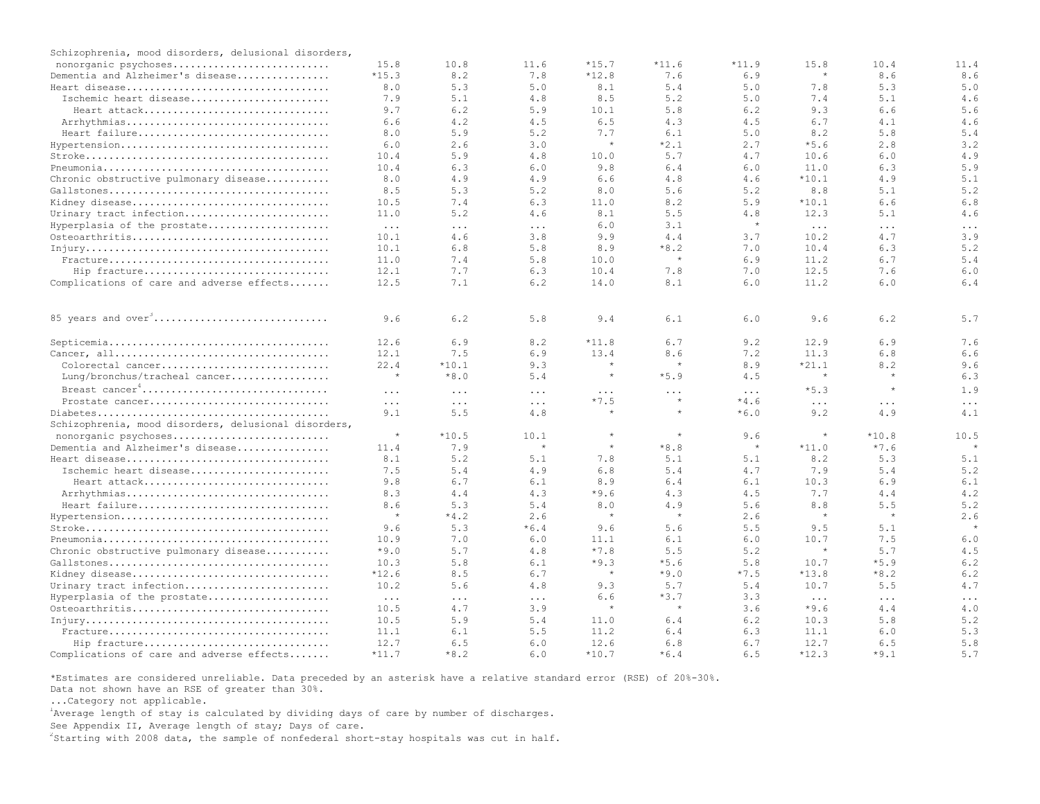| | | | | | | | | | |
|---|---|---|---|---|---|---|---|---|---|
| Schizophrenia, mood disorders, delusional disorders, nonorganic psychoses | 15.8 | 10.8 | 11.6 | *15.7 | *11.6 | *11.9 | 15.8 | 10.4 | 11.4 |
| Dementia and Alzheimer's disease | *15.3 | 8.2 | 7.8 | *12.8 | 7.6 | 6.9 | * | 8.6 | 8.6 |
| Heart disease | 8.0 | 5.3 | 5.0 | 8.1 | 5.4 | 5.0 | 7.8 | 5.3 | 5.0 |
| Ischemic heart disease | 7.9 | 5.1 | 4.8 | 8.5 | 5.2 | 5.0 | 7.4 | 5.1 | 4.6 |
| Heart attack | 9.7 | 6.2 | 5.9 | 10.1 | 5.8 | 6.2 | 9.3 | 6.6 | 5.6 |
| Arrhythmias | 6.6 | 4.2 | 4.5 | 6.5 | 4.3 | 4.5 | 6.7 | 4.1 | 4.6 |
| Heart failure | 8.0 | 5.9 | 5.2 | 7.7 | 6.1 | 5.0 | 8.2 | 5.8 | 5.4 |
| Hypertension | 6.0 | 2.6 | 3.0 | * | *2.1 | 2.7 | *5.6 | 2.8 | 3.2 |
| Stroke | 10.4 | 5.9 | 4.8 | 10.0 | 5.7 | 4.7 | 10.6 | 6.0 | 4.9 |
| Pneumonia | 10.4 | 6.3 | 6.0 | 9.8 | 6.4 | 6.0 | 11.0 | 6.3 | 5.9 |
| Chronic obstructive pulmonary disease | 8.0 | 4.9 | 4.9 | 6.6 | 4.8 | 4.6 | *10.1 | 4.9 | 5.1 |
| Gallstones | 8.5 | 5.3 | 5.2 | 8.0 | 5.6 | 5.2 | 8.8 | 5.1 | 5.2 |
| Kidney disease | 10.5 | 7.4 | 6.3 | 11.0 | 8.2 | 5.9 | *10.1 | 6.6 | 6.8 |
| Urinary tract infection | 11.0 | 5.2 | 4.6 | 8.1 | 5.5 | 4.8 | 12.3 | 5.1 | 4.6 |
| Hyperplasia of the prostate | ... | ... | ... | 6.0 | 3.1 | * | ... | ... | ... |
| Osteoarthritis | 10.1 | 4.6 | 3.8 | 9.9 | 4.4 | 3.7 | 10.2 | 4.7 | 3.9 |
| Injury | 10.1 | 6.8 | 5.8 | 8.9 | *8.2 | 7.0 | 10.4 | 6.3 | 5.2 |
| Fracture | 11.0 | 7.4 | 5.8 | 10.0 | * | 6.9 | 11.2 | 6.7 | 5.4 |
| Hip fracture | 12.1 | 7.7 | 6.3 | 10.4 | 7.8 | 7.0 | 12.5 | 7.6 | 6.0 |
| Complications of care and adverse effects | 12.5 | 7.1 | 6.2 | 14.0 | 8.1 | 6.0 | 11.2 | 6.0 | 6.4 |
| | | | | | | | | | |
| 85 years and over[3] | 9.6 | 6.2 | 5.8 | 9.4 | 6.1 | 6.0 | 9.6 | 6.2 | 5.7 |
| | | | | | | | | | |
| Septicemia | 12.6 | 6.9 | 8.2 | *11.8 | 6.7 | 9.2 | 12.9 | 6.9 | 7.6 |
| Cancer, all | 12.1 | 7.5 | 6.9 | 13.4 | 8.6 | 7.2 | 11.3 | 6.8 | 6.6 |
| Colorectal cancer | 22.4 | *10.1 | 9.3 | * | * | 8.9 | *21.1 | 8.2 | 9.6 |
| Lung/bronchus/tracheal cancer | * | *8.0 | 5.4 | * | *5.9 | 4.5 | * | * | 6.3 |
| Breast cancer[4] | ... | ... | ... | ... | ... | ... | *5.3 | * | 1.9 |
| Prostate cancer | ... | ... | ... | *7.5 | * | *4.6 | ... | ... | ... |
| Diabetes | 9.1 | 5.5 | 4.8 | * | * | *6.0 | 9.2 | 4.9 | 4.1 |
| Schizophrenia, mood disorders, delusional disorders, nonorganic psychoses | * | *10.5 | 10.1 | * | * | 9.6 | * | *10.8 | 10.5 |
| Dementia and Alzheimer's disease | 11.4 | 7.9 | * | * | *8.8 | * | *11.0 | *7.6 | * |
| Heart disease | 8.1 | 5.2 | 5.1 | 7.8 | 5.1 | 5.1 | 8.2 | 5.3 | 5.1 |
| Ischemic heart disease | 7.5 | 5.4 | 4.9 | 6.8 | 5.4 | 4.7 | 7.9 | 5.4 | 5.2 |
| Heart attack | 9.8 | 6.7 | 6.1 | 8.9 | 6.4 | 6.1 | 10.3 | 6.9 | 6.1 |
| Arrhythmias | 8.3 | 4.4 | 4.3 | *9.6 | 4.3 | 4.5 | 7.7 | 4.4 | 4.2 |
| Heart failure | 8.6 | 5.3 | 5.4 | 8.0 | 4.9 | 5.6 | 8.8 | 5.5 | 5.2 |
| Hypertension | * | *4.2 | 2.6 | * | * | 2.6 | * | * | 2.6 |
| Stroke | 9.6 | 5.3 | *6.4 | 9.6 | 5.6 | 5.5 | 9.5 | 5.1 | * |
| Pneumonia | 10.9 | 7.0 | 6.0 | 11.1 | 6.1 | 6.0 | 10.7 | 7.5 | 6.0 |
| Chronic obstructive pulmonary disease | *9.0 | 5.7 | 4.8 | *7.8 | 5.5 | 5.2 | * | 5.7 | 4.5 |
| Gallstones | 10.3 | 5.8 | 6.1 | *9.3 | *5.6 | 5.8 | 10.7 | *5.9 | 6.2 |
| Kidney disease | *12.6 | 8.5 | 6.7 | * | *9.0 | *7.5 | *13.8 | *8.2 | 6.2 |
| Urinary tract infection | 10.2 | 5.6 | 4.8 | 9.3 | 5.7 | 5.4 | 10.7 | 5.5 | 4.7 |
| Hyperplasia of the prostate | ... | ... | ... | 6.6 | *3.7 | 3.3 | ... | ... | ... |
| Osteoarthritis | 10.5 | 4.7 | 3.9 | * | * | 3.6 | *9.6 | 4.4 | 4.0 |
| Injury | 10.5 | 5.9 | 5.4 | 11.0 | 6.4 | 6.2 | 10.3 | 5.8 | 5.2 |
| Fracture | 11.1 | 6.1 | 5.5 | 11.2 | 6.4 | 6.3 | 11.1 | 6.0 | 5.3 |
| Hip fracture | 12.7 | 6.5 | 6.0 | 12.6 | 6.8 | 6.7 | 12.7 | 6.5 | 5.8 |
| Complications of care and adverse effects | *11.7 | *8.2 | 6.0 | *10.7 | *6.4 | 6.5 | *12.3 | *9.1 | 5.7 |

*Estimates are considered unreliable. Data preceded by an asterisk have a relative standard error (RSE) of 20%-30%.
Data not shown have an RSE of greater than 30%.
...Category not applicable.
[1]Average length of stay is calculated by dividing days of care by number of discharges.
See Appendix II, Average length of stay; Days of care.
[2]Starting with 2008 data, the sample of nonfederal short-stay hospitals was cut in half.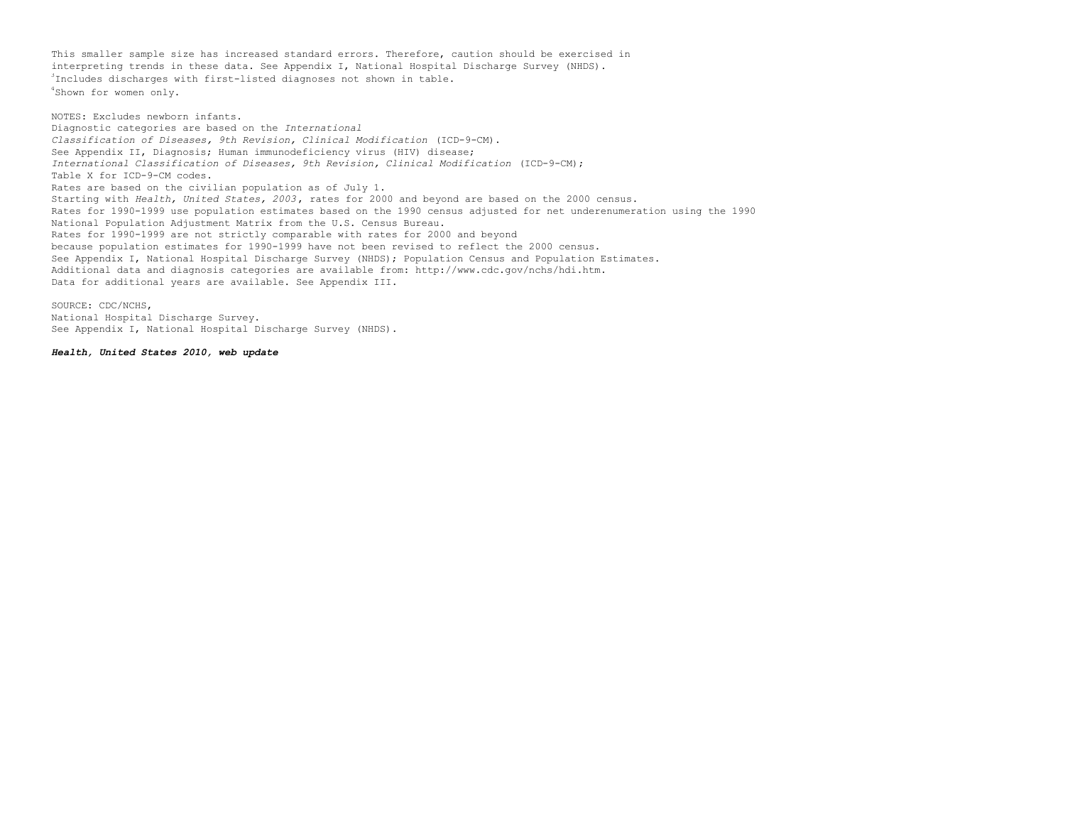This smaller sample size has increased standard errors. Therefore, caution should be exercised in interpreting trends in these data. See Appendix I, National Hospital Discharge Survey (NHDS).

[3]Includes discharges with first-listed diagnoses not shown in table.

[4]Shown for women only.

NOTES: Excludes newborn infants.
Diagnostic categories are based on the *International Classification of Diseases, 9th Revision, Clinical Modification* (ICD-9-CM).
See Appendix II, Diagnosis; Human immunodeficiency virus (HIV) disease; *International Classification of Diseases, 9th Revision, Clinical Modification* (ICD-9-CM); Table X for ICD-9-CM codes.
Rates are based on the civilian population as of July 1.
Starting with *Health, United States, 2003*, rates for 2000 and beyond are based on the 2000 census.
Rates for 1990-1999 use population estimates based on the 1990 census adjusted for net underenumeration using the 1990 National Population Adjustment Matrix from the U.S. Census Bureau.
Rates for 1990-1999 are not strictly comparable with rates for 2000 and beyond because population estimates for 1990-1999 have not been revised to reflect the 2000 census.
See Appendix I, National Hospital Discharge Survey (NHDS); Population Census and Population Estimates.
Additional data and diagnosis categories are available from: http://www.cdc.gov/nchs/hdi.htm.
Data for additional years are available. See Appendix III.

SOURCE: CDC/NCHS, National Hospital Discharge Survey.
See Appendix I, National Hospital Discharge Survey (NHDS).

***Health, United States 2010, web update***